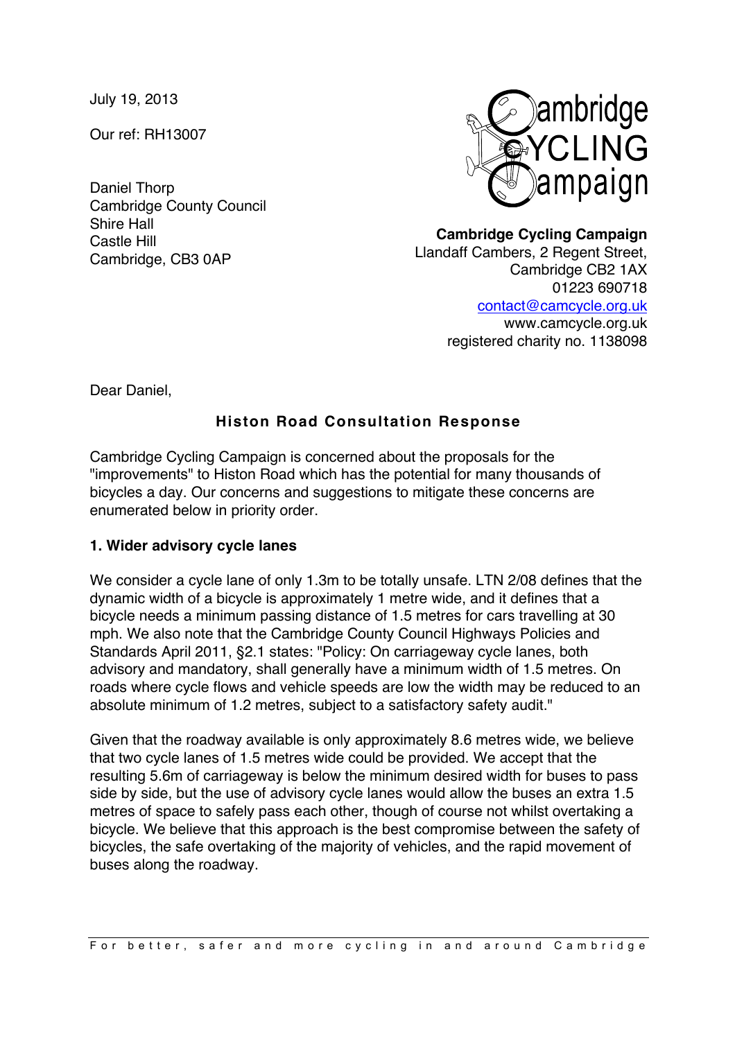July 19, 2013

Our ref: RH13007

Daniel Thorp
Cambridge County Council
Shire Hall
Castle Hill
Cambridge, CB3 0AP

**Cambridge Cycling Campaign**
Llandaff Cambers, 2 Regent Street,
Cambridge CB2 1AX
01223 690718
contact@camcycle.org.uk
www.camcycle.org.uk
registered charity no. 1138098

Dear Daniel,

## Histon Road Consultation Response

Cambridge Cycling Campaign is concerned about the proposals for the "improvements" to Histon Road which has the potential for many thousands of bicycles a day. Our concerns and suggestions to mitigate these concerns are enumerated below in priority order.

### 1. Wider advisory cycle lanes

We consider a cycle lane of only 1.3m to be totally unsafe. LTN 2/08 defines that the dynamic width of a bicycle is approximately 1 metre wide, and it defines that a bicycle needs a minimum passing distance of 1.5 metres for cars travelling at 30 mph. We also note that the Cambridge County Council Highways Policies and Standards April 2011, §2.1 states: "Policy: On carriageway cycle lanes, both advisory and mandatory, shall generally have a minimum width of 1.5 metres. On roads where cycle flows and vehicle speeds are low the width may be reduced to an absolute minimum of 1.2 metres, subject to a satisfactory safety audit."

Given that the roadway available is only approximately 8.6 metres wide, we believe that two cycle lanes of 1.5 metres wide could be provided. We accept that the resulting 5.6m of carriageway is below the minimum desired width for buses to pass side by side, but the use of advisory cycle lanes would allow the buses an extra 1.5 metres of space to safely pass each other, though of course not whilst overtaking a bicycle. We believe that this approach is the best compromise between the safety of bicycles, the safe overtaking of the majority of vehicles, and the rapid movement of buses along the roadway.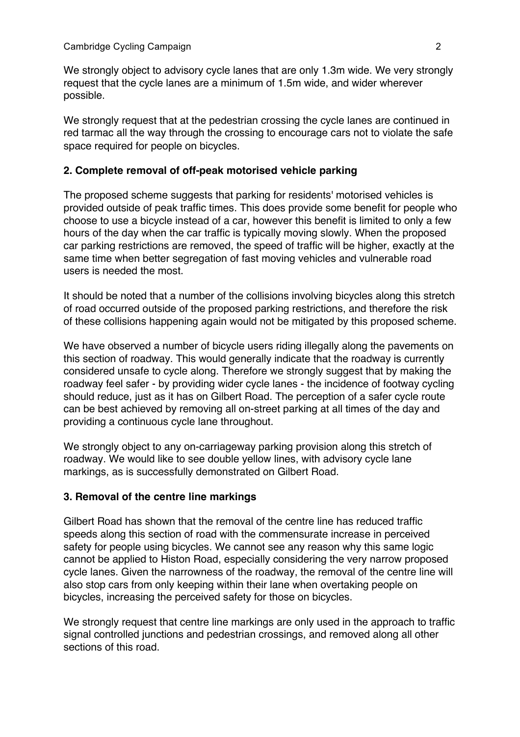We strongly object to advisory cycle lanes that are only 1.3m wide. We very strongly request that the cycle lanes are a minimum of 1.5m wide, and wider wherever possible.

We strongly request that at the pedestrian crossing the cycle lanes are continued in red tarmac all the way through the crossing to encourage cars not to violate the safe space required for people on bicycles.

### 2. Complete removal of off-peak motorised vehicle parking

The proposed scheme suggests that parking for residents' motorised vehicles is provided outside of peak traffic times. This does provide some benefit for people who choose to use a bicycle instead of a car, however this benefit is limited to only a few hours of the day when the car traffic is typically moving slowly. When the proposed car parking restrictions are removed, the speed of traffic will be higher, exactly at the same time when better segregation of fast moving vehicles and vulnerable road users is needed the most.

It should be noted that a number of the collisions involving bicycles along this stretch of road occurred outside of the proposed parking restrictions, and therefore the risk of these collisions happening again would not be mitigated by this proposed scheme.

We have observed a number of bicycle users riding illegally along the pavements on this section of roadway. This would generally indicate that the roadway is currently considered unsafe to cycle along. Therefore we strongly suggest that by making the roadway feel safer - by providing wider cycle lanes - the incidence of footway cycling should reduce, just as it has on Gilbert Road. The perception of a safer cycle route can be best achieved by removing all on-street parking at all times of the day and providing a continuous cycle lane throughout.

We strongly object to any on-carriageway parking provision along this stretch of roadway. We would like to see double yellow lines, with advisory cycle lane markings, as is successfully demonstrated on Gilbert Road.

### 3. Removal of the centre line markings

Gilbert Road has shown that the removal of the centre line has reduced traffic speeds along this section of road with the commensurate increase in perceived safety for people using bicycles. We cannot see any reason why this same logic cannot be applied to Histon Road, especially considering the very narrow proposed cycle lanes. Given the narrowness of the roadway, the removal of the centre line will also stop cars from only keeping within their lane when overtaking people on bicycles, increasing the perceived safety for those on bicycles.

We strongly request that centre line markings are only used in the approach to traffic signal controlled junctions and pedestrian crossings, and removed along all other sections of this road.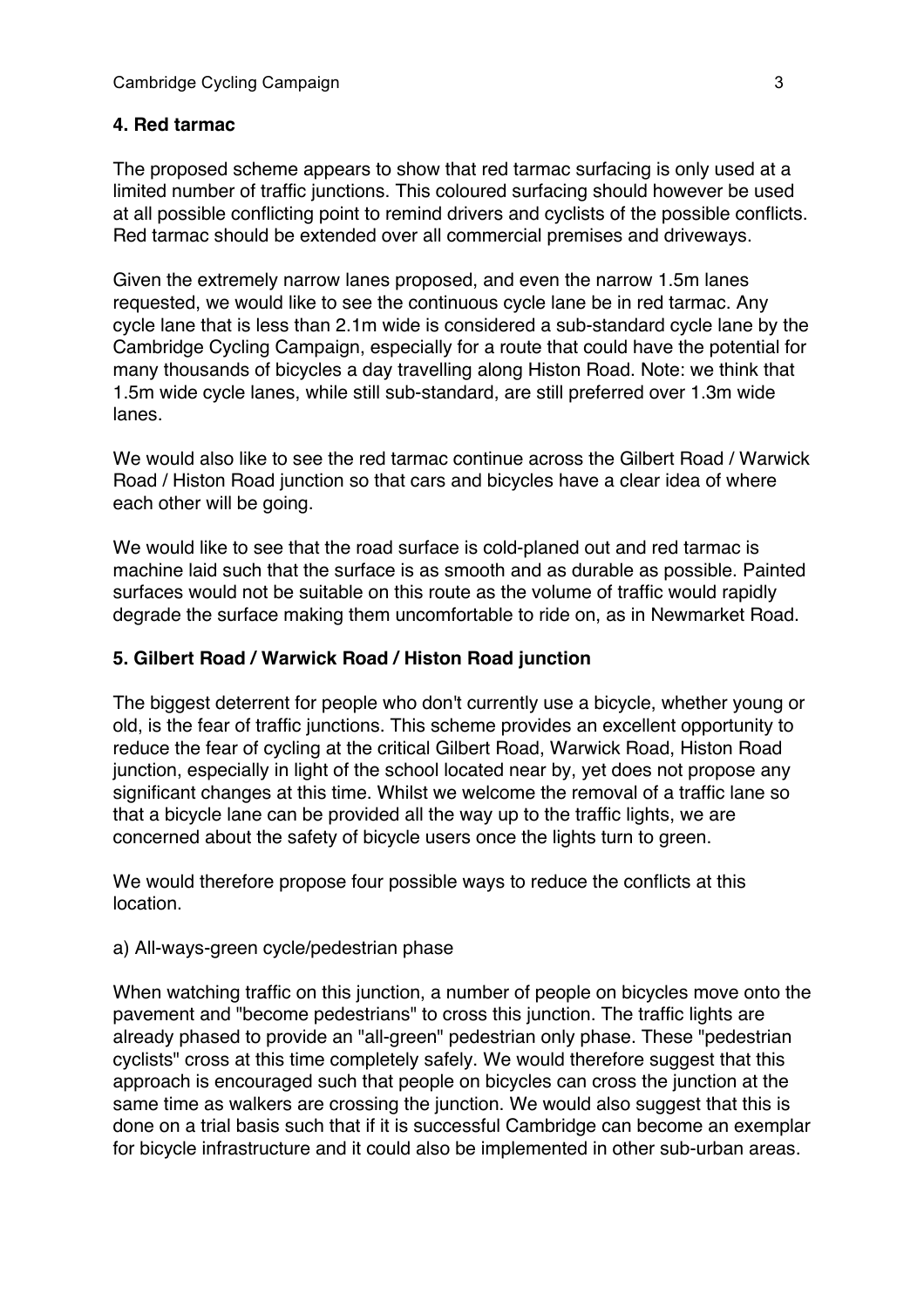#### 4. Red tarmac

The proposed scheme appears to show that red tarmac surfacing is only used at a limited number of traffic junctions. This coloured surfacing should however be used at all possible conflicting point to remind drivers and cyclists of the possible conflicts. Red tarmac should be extended over all commercial premises and driveways.

Given the extremely narrow lanes proposed, and even the narrow 1.5m lanes requested, we would like to see the continuous cycle lane be in red tarmac. Any cycle lane that is less than 2.1m wide is considered a sub-standard cycle lane by the Cambridge Cycling Campaign, especially for a route that could have the potential for many thousands of bicycles a day travelling along Histon Road. Note: we think that 1.5m wide cycle lanes, while still sub-standard, are still preferred over 1.3m wide lanes.

We would also like to see the red tarmac continue across the Gilbert Road / Warwick Road / Histon Road junction so that cars and bicycles have a clear idea of where each other will be going.

We would like to see that the road surface is cold-planed out and red tarmac is machine laid such that the surface is as smooth and as durable as possible. Painted surfaces would not be suitable on this route as the volume of traffic would rapidly degrade the surface making them uncomfortable to ride on, as in Newmarket Road.

#### 5. Gilbert Road / Warwick Road / Histon Road junction

The biggest deterrent for people who don't currently use a bicycle, whether young or old, is the fear of traffic junctions. This scheme provides an excellent opportunity to reduce the fear of cycling at the critical Gilbert Road, Warwick Road, Histon Road junction, especially in light of the school located near by, yet does not propose any significant changes at this time. Whilst we welcome the removal of a traffic lane so that a bicycle lane can be provided all the way up to the traffic lights, we are concerned about the safety of bicycle users once the lights turn to green.

We would therefore propose four possible ways to reduce the conflicts at this location.

a) All-ways-green cycle/pedestrian phase

When watching traffic on this junction, a number of people on bicycles move onto the pavement and "become pedestrians" to cross this junction. The traffic lights are already phased to provide an "all-green" pedestrian only phase. These "pedestrian cyclists" cross at this time completely safely. We would therefore suggest that this approach is encouraged such that people on bicycles can cross the junction at the same time as walkers are crossing the junction. We would also suggest that this is done on a trial basis such that if it is successful Cambridge can become an exemplar for bicycle infrastructure and it could also be implemented in other sub-urban areas.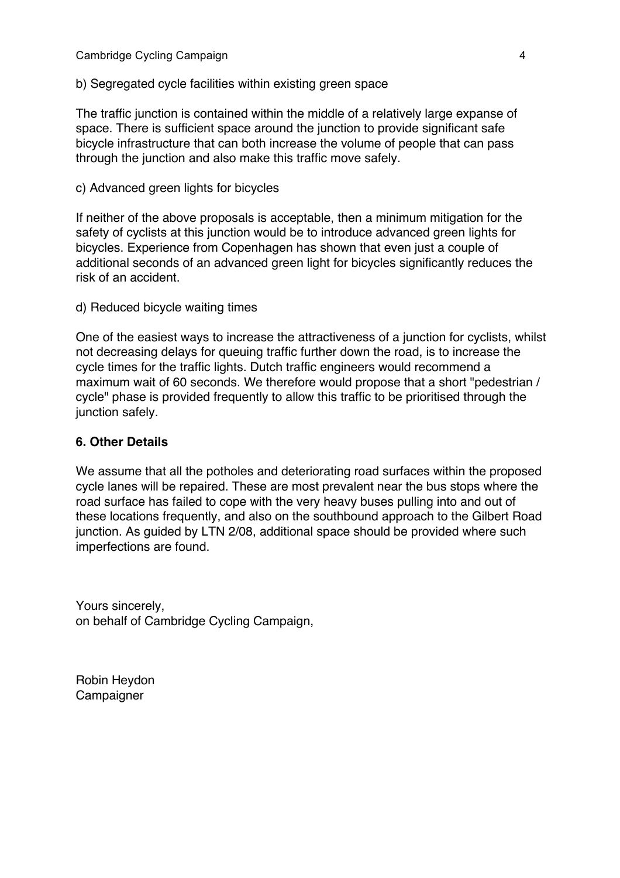b) Segregated cycle facilities within existing green space

The traffic junction is contained within the middle of a relatively large expanse of space. There is sufficient space around the junction to provide significant safe bicycle infrastructure that can both increase the volume of people that can pass through the junction and also make this traffic move safely.

c) Advanced green lights for bicycles

If neither of the above proposals is acceptable, then a minimum mitigation for the safety of cyclists at this junction would be to introduce advanced green lights for bicycles. Experience from Copenhagen has shown that even just a couple of additional seconds of an advanced green light for bicycles significantly reduces the risk of an accident.

d) Reduced bicycle waiting times

One of the easiest ways to increase the attractiveness of a junction for cyclists, whilst not decreasing delays for queuing traffic further down the road, is to increase the cycle times for the traffic lights. Dutch traffic engineers would recommend a maximum wait of 60 seconds. We therefore would propose that a short "pedestrian / cycle" phase is provided frequently to allow this traffic to be prioritised through the junction safely.

## 6. Other Details

We assume that all the potholes and deteriorating road surfaces within the proposed cycle lanes will be repaired. These are most prevalent near the bus stops where the road surface has failed to cope with the very heavy buses pulling into and out of these locations frequently, and also on the southbound approach to the Gilbert Road junction. As guided by LTN 2/08, additional space should be provided where such imperfections are found.

Yours sincerely,
on behalf of Cambridge Cycling Campaign,

Robin Heydon
Campaigner